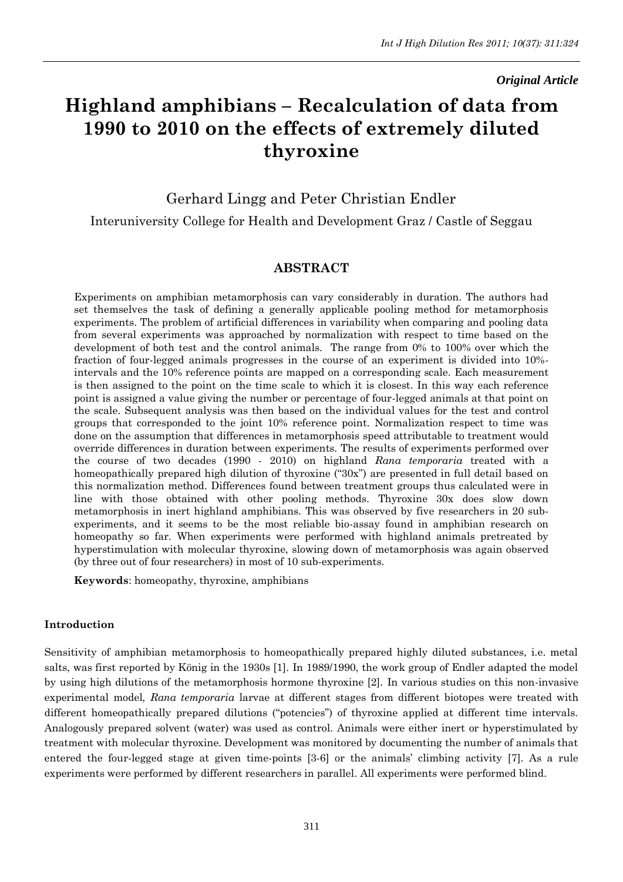*Original Article*

# Highland amphibians – Recalculation of data from 1990 to 2010 on the effects of extremely diluted thyroxine

Gerhard Lingg and Peter Christian Endler

Interuniversity College for Health and Development Graz / Castle of Seggau

## ABSTRACT

Experiments on amphibian metamorphosis can vary considerably in duration. The authors had set themselves the task of defining a generally applicable pooling method for metamorphosis experiments. The problem of artificial differences in variability when comparing and pooling data from several experiments was approached by normalization with respect to time based on the development of both test and the control animals. The range from 0% to 100% over which the fraction of four-legged animals progresses in the course of an experiment is divided into 10%-intervals and the 10% reference points are mapped on a corresponding scale. Each measurement is then assigned to the point on the time scale to which it is closest. In this way each reference point is assigned a value giving the number or percentage of four-legged animals at that point on the scale. Subsequent analysis was then based on the individual values for the test and control groups that corresponded to the joint 10% reference point. Normalization respect to time was done on the assumption that differences in metamorphosis speed attributable to treatment would override differences in duration between experiments. The results of experiments performed over the course of two decades (1990 - 2010) on highland *Rana temporaria* treated with a homeopathically prepared high dilution of thyroxine ("30x") are presented in full detail based on this normalization method. Differences found between treatment groups thus calculated were in line with those obtained with other pooling methods. Thyroxine 30x does slow down metamorphosis in inert highland amphibians. This was observed by five researchers in 20 sub-experiments, and it seems to be the most reliable bio-assay found in amphibian research on homeopathy so far. When experiments were performed with highland animals pretreated by hyperstimulation with molecular thyroxine, slowing down of metamorphosis was again observed (by three out of four researchers) in most of 10 sub-experiments.

**Keywords**: homeopathy, thyroxine, amphibians

### Introduction

Sensitivity of amphibian metamorphosis to homeopathically prepared highly diluted substances, i.e. metal salts, was first reported by König in the 1930s [1]. In 1989/1990, the work group of Endler adapted the model by using high dilutions of the metamorphosis hormone thyroxine [2]. In various studies on this non-invasive experimental model, *Rana temporaria* larvae at different stages from different biotopes were treated with different homeopathically prepared dilutions ("potencies") of thyroxine applied at different time intervals. Analogously prepared solvent (water) was used as control. Animals were either inert or hyperstimulated by treatment with molecular thyroxine. Development was monitored by documenting the number of animals that entered the four-legged stage at given time-points [3-6] or the animals' climbing activity [7]. As a rule experiments were performed by different researchers in parallel. All experiments were performed blind.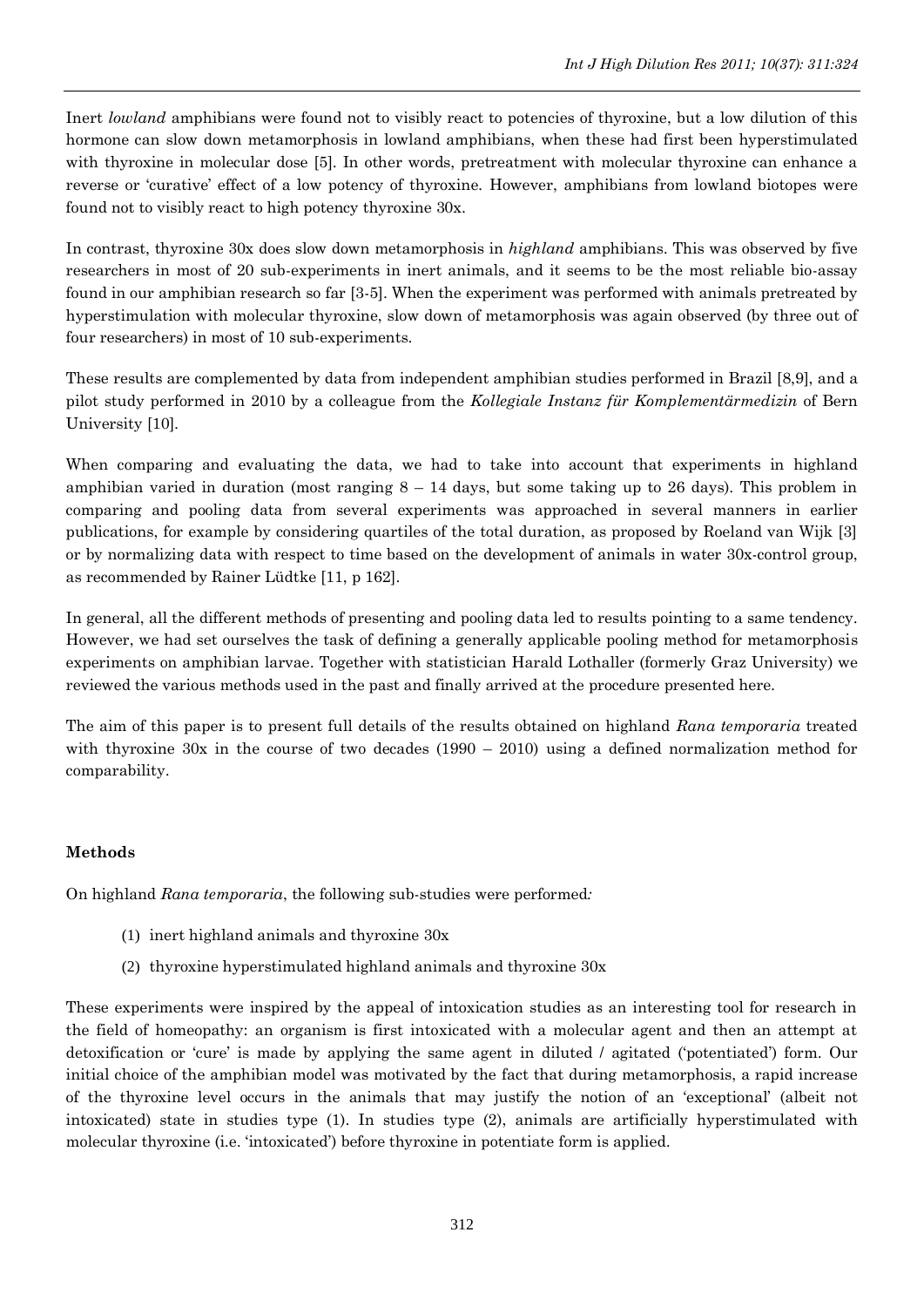Inert *lowland* amphibians were found not to visibly react to potencies of thyroxine, but a low dilution of this hormone can slow down metamorphosis in lowland amphibians, when these had first been hyperstimulated with thyroxine in molecular dose [5]. In other words, pretreatment with molecular thyroxine can enhance a reverse or 'curative' effect of a low potency of thyroxine. However, amphibians from lowland biotopes were found not to visibly react to high potency thyroxine 30x.

In contrast, thyroxine 30x does slow down metamorphosis in *highland* amphibians. This was observed by five researchers in most of 20 sub-experiments in inert animals, and it seems to be the most reliable bio-assay found in our amphibian research so far [3-5]. When the experiment was performed with animals pretreated by hyperstimulation with molecular thyroxine, slow down of metamorphosis was again observed (by three out of four researchers) in most of 10 sub-experiments.

These results are complemented by data from independent amphibian studies performed in Brazil [8,9], and a pilot study performed in 2010 by a colleague from the *Kollegiale Instanz für Komplementärmedizin* of Bern University [10].

When comparing and evaluating the data, we had to take into account that experiments in highland amphibian varied in duration (most ranging 8 – 14 days, but some taking up to 26 days). This problem in comparing and pooling data from several experiments was approached in several manners in earlier publications, for example by considering quartiles of the total duration, as proposed by Roeland van Wijk [3] or by normalizing data with respect to time based on the development of animals in water 30x-control group, as recommended by Rainer Lüdtke [11, p 162].

In general, all the different methods of presenting and pooling data led to results pointing to a same tendency. However, we had set ourselves the task of defining a generally applicable pooling method for metamorphosis experiments on amphibian larvae. Together with statistician Harald Lothaller (formerly Graz University) we reviewed the various methods used in the past and finally arrived at the procedure presented here.

The aim of this paper is to present full details of the results obtained on highland *Rana temporaria* treated with thyroxine 30x in the course of two decades (1990 – 2010) using a defined normalization method for comparability.

## Methods

On highland *Rana temporaria*, the following sub-studies were performed*:*

(1) inert highland animals and thyroxine 30x

(2) thyroxine hyperstimulated highland animals and thyroxine 30x

These experiments were inspired by the appeal of intoxication studies as an interesting tool for research in the field of homeopathy: an organism is first intoxicated with a molecular agent and then an attempt at detoxification or 'cure' is made by applying the same agent in diluted / agitated ('potentiated') form. Our initial choice of the amphibian model was motivated by the fact that during metamorphosis, a rapid increase of the thyroxine level occurs in the animals that may justify the notion of an 'exceptional' (albeit not intoxicated) state in studies type (1). In studies type (2), animals are artificially hyperstimulated with molecular thyroxine (i.e. 'intoxicated') before thyroxine in potentiate form is applied.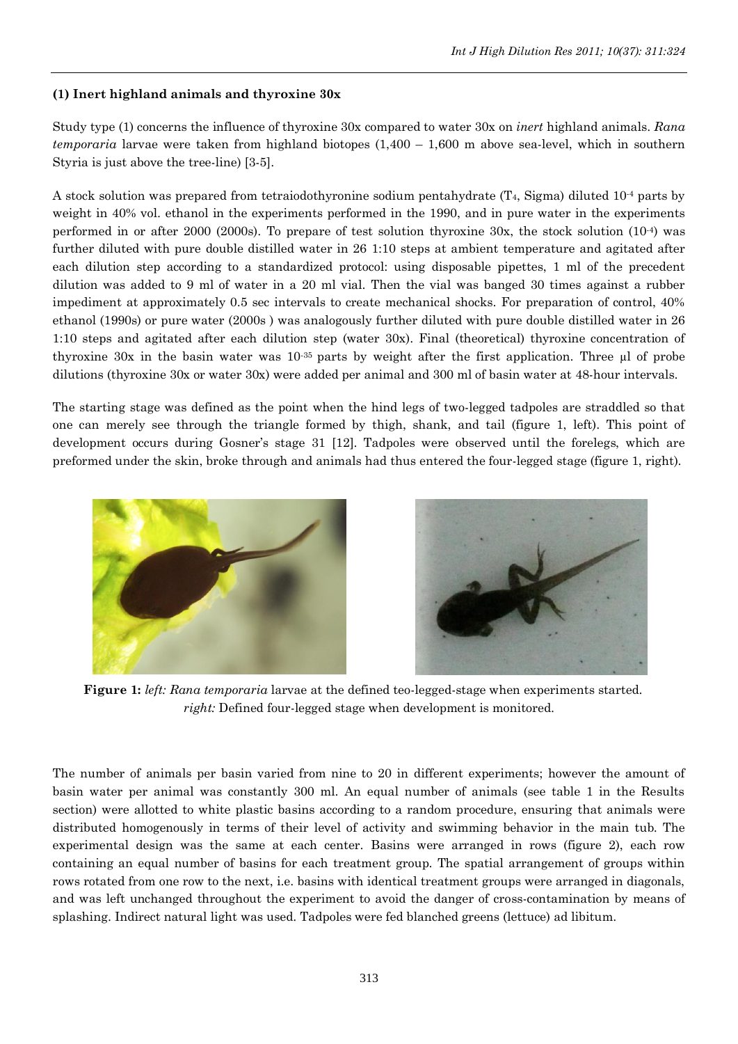**(1) Inert highland animals and thyroxine 30x**

Study type (1) concerns the influence of thyroxine 30x compared to water 30x on *inert* highland animals. *Rana temporaria* larvae were taken from highland biotopes (1,400 – 1,600 m above sea-level, which in southern Styria is just above the tree-line) [3-5].

A stock solution was prepared from tetraiodothyronine sodium pentahydrate ($T_4$, Sigma) diluted $10^{-4}$ parts by weight in 40% vol. ethanol in the experiments performed in the 1990, and in pure water in the experiments performed in or after 2000 (2000s). To prepare of test solution thyroxine 30x, the stock solution ($10^{-4}$) was further diluted with pure double distilled water in 26 1:10 steps at ambient temperature and agitated after each dilution step according to a standardized protocol: using disposable pipettes, 1 ml of the precedent dilution was added to 9 ml of water in a 20 ml vial. Then the vial was banged 30 times against a rubber impediment at approximately 0.5 sec intervals to create mechanical shocks. For preparation of control, 40% ethanol (1990s) or pure water (2000s ) was analogously further diluted with pure double distilled water in 26 1:10 steps and agitated after each dilution step (water 30x). Final (theoretical) thyroxine concentration of thyroxine 30x in the basin water was $10^{-35}$ parts by weight after the first application. Three µl of probe dilutions (thyroxine 30x or water 30x) were added per animal and 300 ml of basin water at 48-hour intervals.

The starting stage was defined as the point when the hind legs of two-legged tadpoles are straddled so that one can merely see through the triangle formed by thigh, shank, and tail (figure 1, left). This point of development occurs during Gosner's stage 31 [12]. Tadpoles were observed until the forelegs, which are preformed under the skin, broke through and animals had thus entered the four-legged stage (figure 1, right).

**Figure 1:** *left: Rana temporaria* larvae at the defined teo-legged-stage when experiments started. *right:* Defined four-legged stage when development is monitored.

The number of animals per basin varied from nine to 20 in different experiments; however the amount of basin water per animal was constantly 300 ml. An equal number of animals (see table 1 in the Results section) were allotted to white plastic basins according to a random procedure, ensuring that animals were distributed homogenously in terms of their level of activity and swimming behavior in the main tub. The experimental design was the same at each center. Basins were arranged in rows (figure 2), each row containing an equal number of basins for each treatment group. The spatial arrangement of groups within rows rotated from one row to the next, i.e. basins with identical treatment groups were arranged in diagonals, and was left unchanged throughout the experiment to avoid the danger of cross-contamination by means of splashing. Indirect natural light was used. Tadpoles were fed blanched greens (lettuce) ad libitum.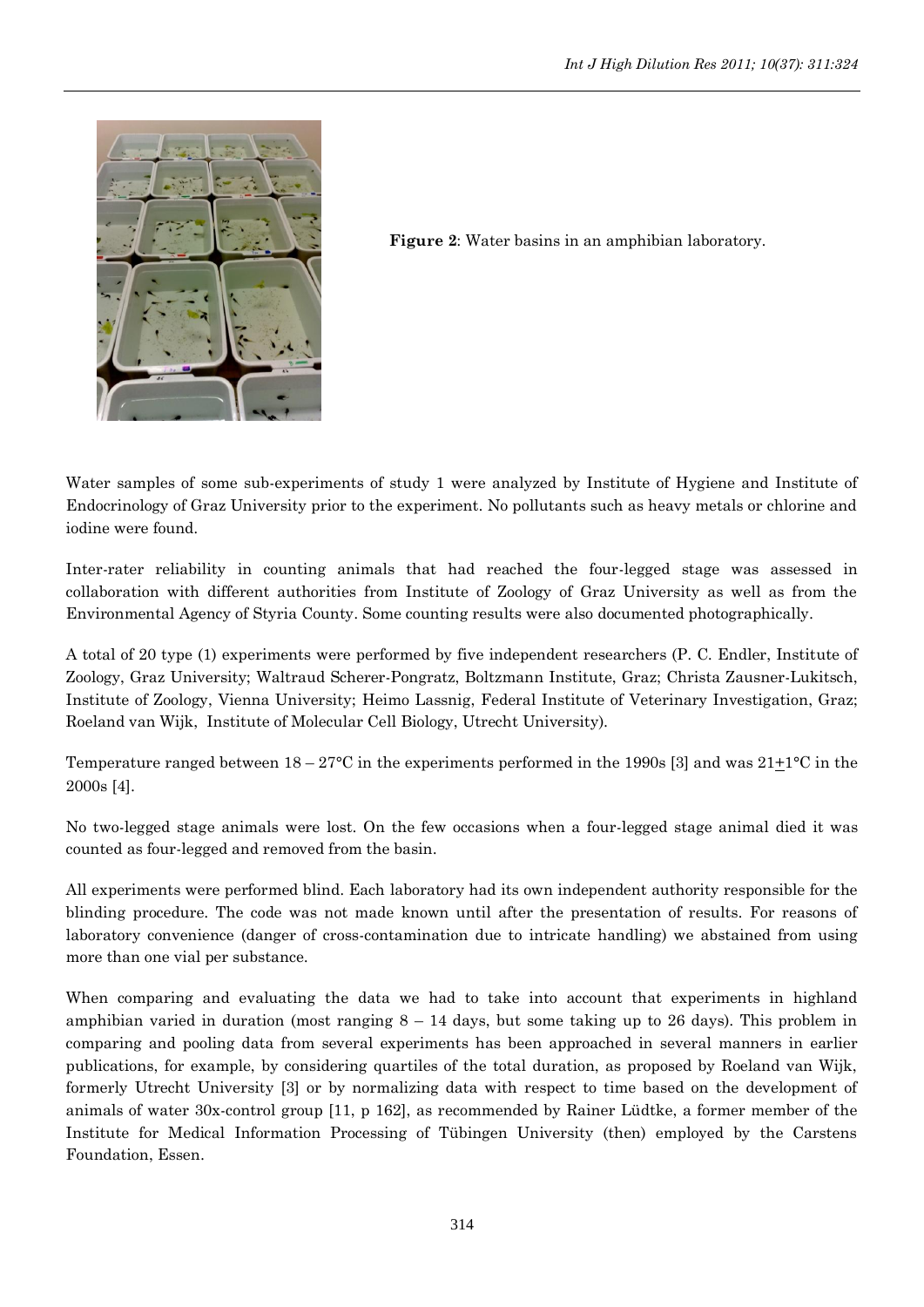**Figure 2**: Water basins in an amphibian laboratory.

Water samples of some sub-experiments of study 1 were analyzed by Institute of Hygiene and Institute of Endocrinology of Graz University prior to the experiment. No pollutants such as heavy metals or chlorine and iodine were found.

Inter-rater reliability in counting animals that had reached the four-legged stage was assessed in collaboration with different authorities from Institute of Zoology of Graz University as well as from the Environmental Agency of Styria County. Some counting results were also documented photographically.

A total of 20 type (1) experiments were performed by five independent researchers (P. C. Endler, Institute of Zoology, Graz University; Waltraud Scherer-Pongratz, Boltzmann Institute, Graz; Christa Zausner-Lukitsch, Institute of Zoology, Vienna University; Heimo Lassnig, Federal Institute of Veterinary Investigation, Graz; Roeland van Wijk, Institute of Molecular Cell Biology, Utrecht University).

Temperature ranged between 18 – 27°C in the experiments performed in the 1990s [3] and was 21±1°C in the 2000s [4].

No two-legged stage animals were lost. On the few occasions when a four-legged stage animal died it was counted as four-legged and removed from the basin.

All experiments were performed blind. Each laboratory had its own independent authority responsible for the blinding procedure. The code was not made known until after the presentation of results. For reasons of laboratory convenience (danger of cross-contamination due to intricate handling) we abstained from using more than one vial per substance.

When comparing and evaluating the data we had to take into account that experiments in highland amphibian varied in duration (most ranging 8 – 14 days, but some taking up to 26 days). This problem in comparing and pooling data from several experiments has been approached in several manners in earlier publications, for example, by considering quartiles of the total duration, as proposed by Roeland van Wijk, formerly Utrecht University [3] or by normalizing data with respect to time based on the development of animals of water 30x-control group [11, p 162], as recommended by Rainer Lüdtke, a former member of the Institute for Medical Information Processing of Tübingen University (then) employed by the Carstens Foundation, Essen.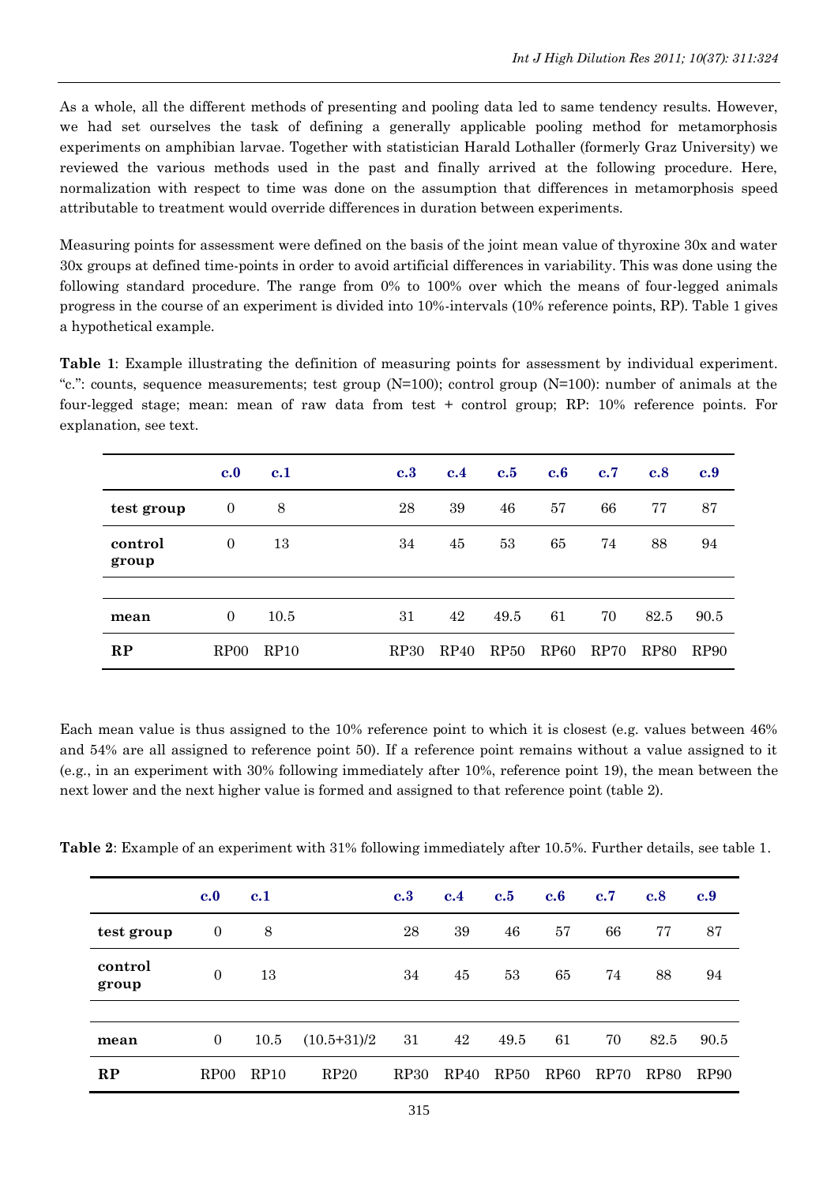As a whole, all the different methods of presenting and pooling data led to same tendency results. However, we had set ourselves the task of defining a generally applicable pooling method for metamorphosis experiments on amphibian larvae. Together with statistician Harald Lothaller (formerly Graz University) we reviewed the various methods used in the past and finally arrived at the following procedure. Here, normalization with respect to time was done on the assumption that differences in metamorphosis speed attributable to treatment would override differences in duration between experiments.

Measuring points for assessment were defined on the basis of the joint mean value of thyroxine 30x and water 30x groups at defined time-points in order to avoid artificial differences in variability. This was done using the following standard procedure. The range from 0% to 100% over which the means of four-legged animals progress in the course of an experiment is divided into 10%-intervals (10% reference points, RP). Table 1 gives a hypothetical example.

**Table 1**: Example illustrating the definition of measuring points for assessment by individual experiment. "c.": counts, sequence measurements; test group (N=100); control group (N=100): number of animals at the four-legged stage; mean: mean of raw data from test + control group; RP: 10% reference points. For explanation, see text.

| | c.0 | c.1 | | c.3 | c.4 | c.5 | c.6 | c.7 | c.8 | c.9 |
|---|---|---|---|---|---|---|---|---|---|---|
| **test group** | 0 | 8 | | 28 | 39 | 46 | 57 | 66 | 77 | 87 |
| **control group** | 0 | 13 | | 34 | 45 | 53 | 65 | 74 | 88 | 94 |
| | | | | | | | | | | |
| **mean** | 0 | 10.5 | | 31 | 42 | 49.5 | 61 | 70 | 82.5 | 90.5 |
| **RP** | RP00 | RP10 | | RP30 | RP40 | RP50 | RP60 | RP70 | RP80 | RP90 |

Each mean value is thus assigned to the 10% reference point to which it is closest (e.g. values between 46% and 54% are all assigned to reference point 50). If a reference point remains without a value assigned to it (e.g., in an experiment with 30% following immediately after 10%, reference point 19), the mean between the next lower and the next higher value is formed and assigned to that reference point (table 2).

**Table 2**: Example of an experiment with 31% following immediately after 10.5%. Further details, see table 1.

| | c.0 | c.1 | | c.3 | c.4 | c.5 | c.6 | c.7 | c.8 | c.9 |
|---|---|---|---|---|---|---|---|---|---|---|
| **test group** | 0 | 8 | | 28 | 39 | 46 | 57 | 66 | 77 | 87 |
| **control group** | 0 | 13 | | 34 | 45 | 53 | 65 | 74 | 88 | 94 |
| | | | | | | | | | | |
| **mean** | 0 | 10.5 | (10.5+31)/2 | 31 | 42 | 49.5 | 61 | 70 | 82.5 | 90.5 |
| **RP** | RP00 | RP10 | RP20 | RP30 | RP40 | RP50 | RP60 | RP70 | RP80 | RP90 |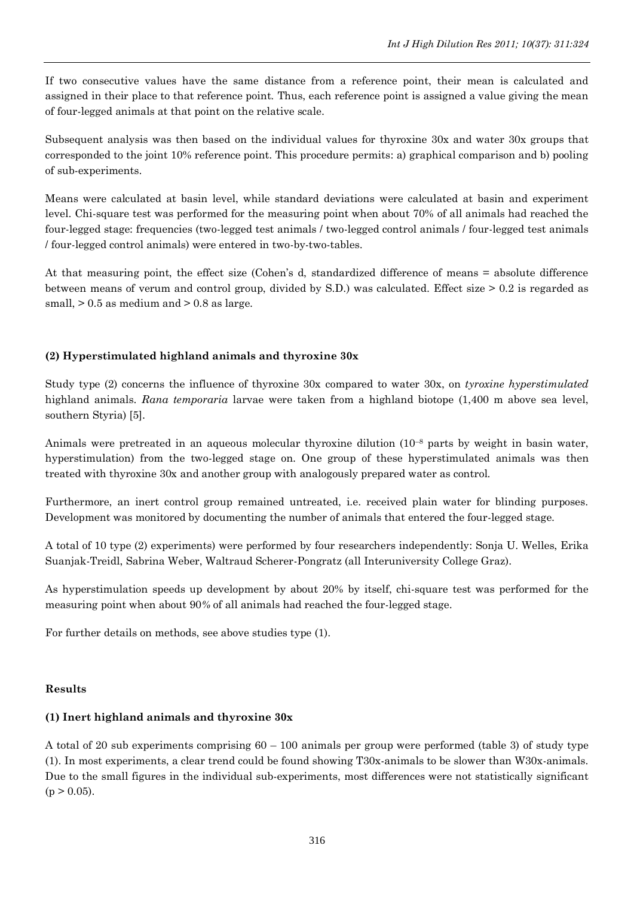If two consecutive values have the same distance from a reference point, their mean is calculated and assigned in their place to that reference point. Thus, each reference point is assigned a value giving the mean of four-legged animals at that point on the relative scale.

Subsequent analysis was then based on the individual values for thyroxine 30x and water 30x groups that corresponded to the joint 10% reference point. This procedure permits: a) graphical comparison and b) pooling of sub-experiments.

Means were calculated at basin level, while standard deviations were calculated at basin and experiment level. Chi-square test was performed for the measuring point when about 70% of all animals had reached the four-legged stage: frequencies (two-legged test animals / two-legged control animals / four-legged test animals / four-legged control animals) were entered in two-by-two-tables.

At that measuring point, the effect size (Cohen's d, standardized difference of means = absolute difference between means of verum and control group, divided by S.D.) was calculated. Effect size > 0.2 is regarded as small, > 0.5 as medium and > 0.8 as large.

### (2) Hyperstimulated highland animals and thyroxine 30x

Study type (2) concerns the influence of thyroxine 30x compared to water 30x, on *tyroxine hyperstimulated* highland animals. *Rana temporaria* larvae were taken from a highland biotope (1,400 m above sea level, southern Styria) [5].

Animals were pretreated in an aqueous molecular thyroxine dilution ($10^{-8}$ parts by weight in basin water, hyperstimulation) from the two-legged stage on. One group of these hyperstimulated animals was then treated with thyroxine 30x and another group with analogously prepared water as control.

Furthermore, an inert control group remained untreated, i.e. received plain water for blinding purposes. Development was monitored by documenting the number of animals that entered the four-legged stage.

A total of 10 type (2) experiments) were performed by four researchers independently: Sonja U. Welles, Erika Suanjak-Treidl, Sabrina Weber, Waltraud Scherer-Pongratz (all Interuniversity College Graz).

As hyperstimulation speeds up development by about 20% by itself, chi-square test was performed for the measuring point when about 90% of all animals had reached the four-legged stage.

For further details on methods, see above studies type (1).

## Results

### (1) Inert highland animals and thyroxine 30x

A total of 20 sub experiments comprising 60 – 100 animals per group were performed (table 3) of study type (1). In most experiments, a clear trend could be found showing T30x-animals to be slower than W30x-animals. Due to the small figures in the individual sub-experiments, most differences were not statistically significant ($p > 0.05$).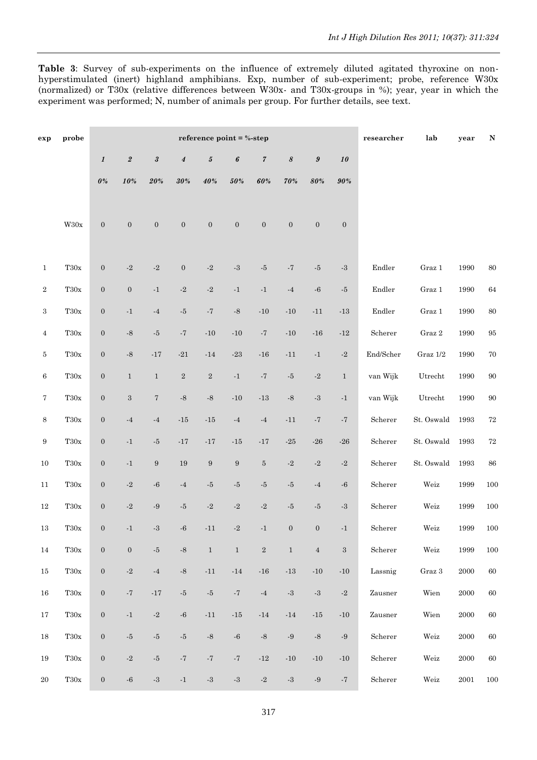**Table 3**: Survey of sub-experiments on the influence of extremely diluted agitated thyroxine on non-hyperstimulated (inert) highland amphibians. Exp, number of sub-experiment; probe, reference W30x (normalized) or T30x (relative differences between W30x- and T30x-groups in %); year, year in which the experiment was performed; N, number of animals per group. For further details, see text.

| exp | probe | reference point = %-step | | | | | | | | | | researcher | lab | year | N |
|---|---|---|---|---|---|---|---|---|---|---|---|---|---|---|---|
| | | *1* | *2* | *3* | *4* | *5* | *6* | *7* | *8* | *9* | *10* | | | | |
| | | *0%* | *10%* | *20%* | *30%* | *40%* | *50%* | *60%* | *70%* | *80%* | *90%* | | | | |
| | W30x | 0 | 0 | 0 | 0 | 0 | 0 | 0 | 0 | 0 | 0 | | | | |
| 1 | T30x | 0 | -2 | -2 | 0 | -2 | -3 | -5 | -7 | -5 | -3 | Endler | Graz 1 | 1990 | 80 |
| 2 | T30x | 0 | 0 | -1 | -2 | -2 | -1 | -1 | -4 | -6 | -5 | Endler | Graz 1 | 1990 | 64 |
| 3 | T30x | 0 | -1 | -4 | -5 | -7 | -8 | -10 | -10 | -11 | -13 | Endler | Graz 1 | 1990 | 80 |
| 4 | T30x | 0 | -8 | -5 | -7 | -10 | -10 | -7 | -10 | -16 | -12 | Scherer | Graz 2 | 1990 | 95 |
| 5 | T30x | 0 | -8 | -17 | -21 | -14 | -23 | -16 | -11 | -1 | -2 | End/Scher | Graz 1/2 | 1990 | 70 |
| 6 | T30x | 0 | 1 | 1 | 2 | 2 | -1 | -7 | -5 | -2 | 1 | van Wijk | Utrecht | 1990 | 90 |
| 7 | T30x | 0 | 3 | 7 | -8 | -8 | -10 | -13 | -8 | -3 | -1 | van Wijk | Utrecht | 1990 | 90 |
| 8 | T30x | 0 | -4 | -4 | -15 | -15 | -4 | -4 | -11 | -7 | -7 | Scherer | St. Oswald | 1993 | 72 |
| 9 | T30x | 0 | -1 | -5 | -17 | -17 | -15 | -17 | -25 | -26 | -26 | Scherer | St. Oswald | 1993 | 72 |
| 10 | T30x | 0 | -1 | 9 | 19 | 9 | 9 | 5 | -2 | -2 | -2 | Scherer | St. Oswald | 1993 | 86 |
| 11 | T30x | 0 | -2 | -6 | -4 | -5 | -5 | -5 | -5 | -4 | -6 | Scherer | Weiz | 1999 | 100 |
| 12 | T30x | 0 | -2 | -9 | -5 | -2 | -2 | -2 | -5 | -5 | -3 | Scherer | Weiz | 1999 | 100 |
| 13 | T30x | 0 | -1 | -3 | -6 | -11 | -2 | -1 | 0 | 0 | -1 | Scherer | Weiz | 1999 | 100 |
| 14 | T30x | 0 | 0 | -5 | -8 | 1 | 1 | 2 | 1 | 4 | 3 | Scherer | Weiz | 1999 | 100 |
| 15 | T30x | 0 | -2 | -4 | -8 | -11 | -14 | -16 | -13 | -10 | -10 | Lassnig | Graz 3 | 2000 | 60 |
| 16 | T30x | 0 | -7 | -17 | -5 | -5 | -7 | -4 | -3 | -3 | -2 | Zausner | Wien | 2000 | 60 |
| 17 | T30x | 0 | -1 | -2 | -6 | -11 | -15 | -14 | -14 | -15 | -10 | Zausner | Wien | 2000 | 60 |
| 18 | T30x | 0 | -5 | -5 | -5 | -8 | -6 | -8 | -9 | -8 | -9 | Scherer | Weiz | 2000 | 60 |
| 19 | T30x | 0 | -2 | -5 | -7 | -7 | -7 | -12 | -10 | -10 | -10 | Scherer | Weiz | 2000 | 60 |
| 20 | T30x | 0 | -6 | -3 | -1 | -3 | -3 | -2 | -3 | -9 | -7 | Scherer | Weiz | 2001 | 100 |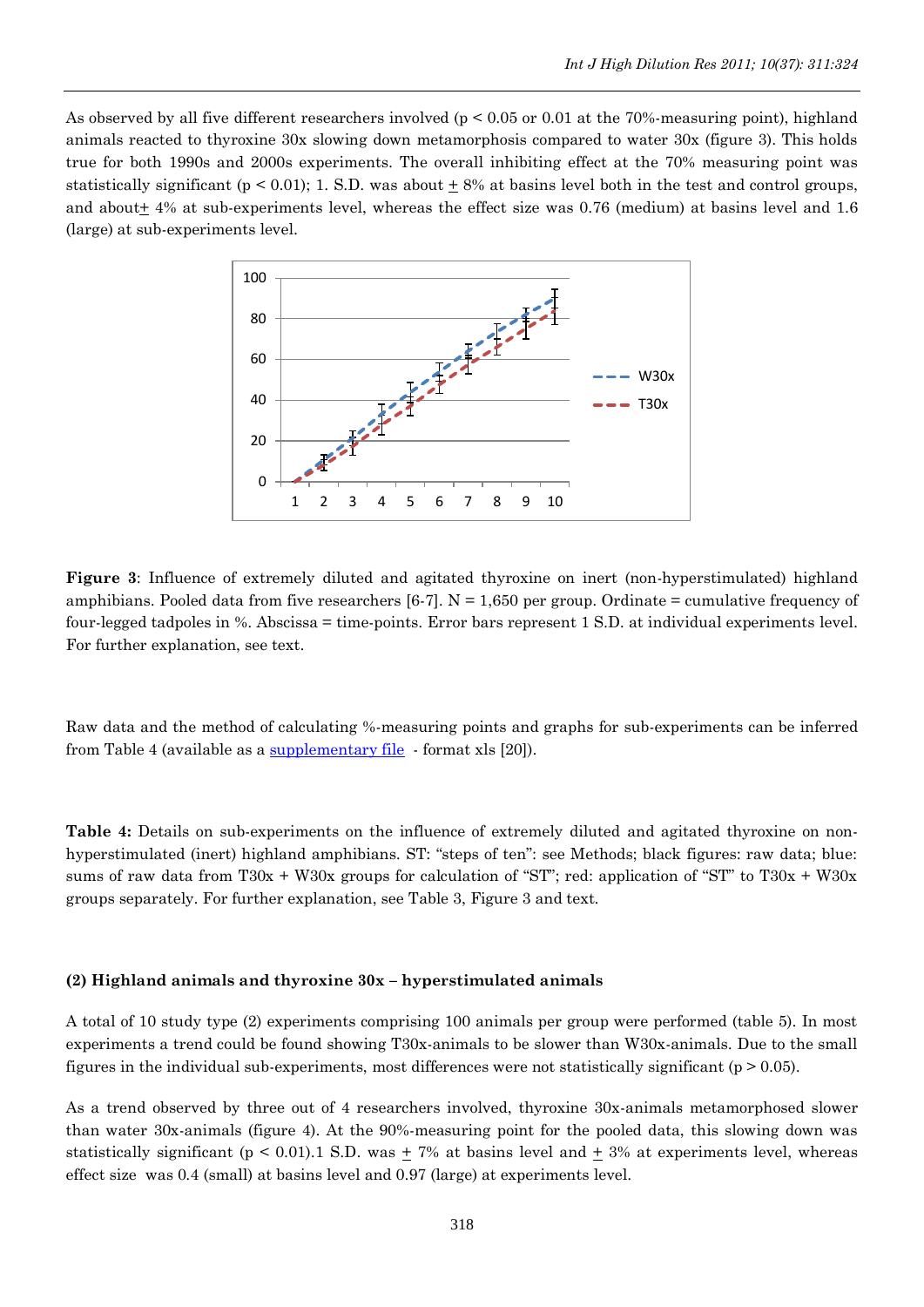As observed by all five different researchers involved ($p < 0.05$ or 0.01 at the 70%-measuring point), highland animals reacted to thyroxine 30x slowing down metamorphosis compared to water 30x (figure 3). This holds true for both 1990s and 2000s experiments. The overall inhibiting effect at the 70% measuring point was statistically significant ($p < 0.01$); 1. S.D. was about ± 8% at basins level both in the test and control groups, and about± 4% at sub-experiments level, whereas the effect size was 0.76 (medium) at basins level and 1.6 (large) at sub-experiments level.

**Figure 3**: Influence of extremely diluted and agitated thyroxine on inert (non-hyperstimulated) highland amphibians. Pooled data from five researchers [6-7]. N = 1,650 per group. Ordinate = cumulative frequency of four-legged tadpoles in %. Abscissa = time-points. Error bars represent 1 S.D. at individual experiments level. For further explanation, see text.

Raw data and the method of calculating %-measuring points and graphs for sub-experiments can be inferred from Table 4 (available as a supplementary file - format xls [20]).

**Table 4:** Details on sub-experiments on the influence of extremely diluted and agitated thyroxine on non-hyperstimulated (inert) highland amphibians. ST: "steps of ten": see Methods; black figures: raw data; blue: sums of raw data from T30x + W30x groups for calculation of "ST"; red: application of "ST" to T30x + W30x groups separately. For further explanation, see Table 3, Figure 3 and text.

**(2) Highland animals and thyroxine 30x – hyperstimulated animals**

A total of 10 study type (2) experiments comprising 100 animals per group were performed (table 5). In most experiments a trend could be found showing T30x-animals to be slower than W30x-animals. Due to the small figures in the individual sub-experiments, most differences were not statistically significant ($p > 0.05$).

As a trend observed by three out of 4 researchers involved, thyroxine 30x-animals metamorphosed slower than water 30x-animals (figure 4). At the 90%-measuring point for the pooled data, this slowing down was statistically significant ($p < 0.01$).1 S.D. was ± 7% at basins level and ± 3% at experiments level, whereas effect size was 0.4 (small) at basins level and 0.97 (large) at experiments level.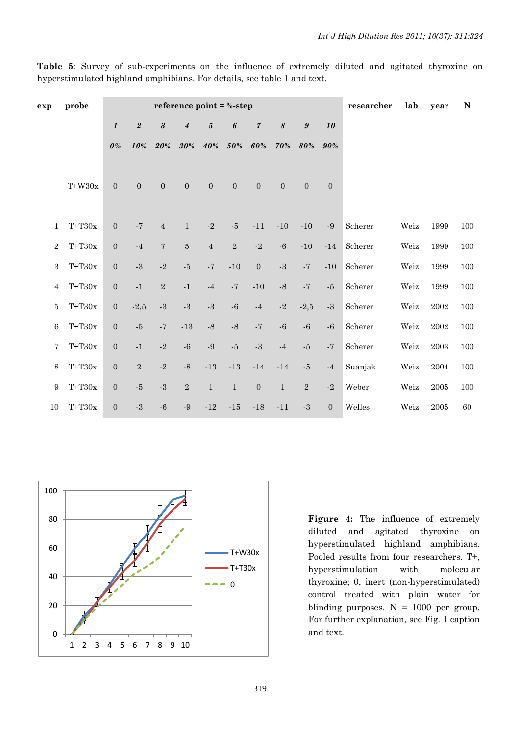**Table 5**: Survey of sub-experiments on the influence of extremely diluted and agitated thyroxine on hyperstimulated highland amphibians. For details, see table 1 and text.

| exp | probe | reference point = %-step | | | | | | | | | | researcher | lab | year | N |
|---|---|---|---|---|---|---|---|---|---|---|---|---|---|---|---|
| | | *1* | *2* | *3* | *4* | *5* | *6* | *7* | *8* | *9* | *10* | | | | |
| | | *0%* | *10%* | *20%* | *30%* | *40%* | *50%* | *60%* | *70%* | *80%* | *90%* | | | | |
| | T+W30x | 0 | 0 | 0 | 0 | 0 | 0 | 0 | 0 | 0 | 0 | | | | |
| 1 | T+T30x | 0 | -7 | 4 | 1 | -2 | -5 | -11 | -10 | -10 | -9 | Scherer | Weiz | 1999 | 100 |
| 2 | T+T30x | 0 | -4 | 7 | 5 | 4 | 2 | -2 | -6 | -10 | -14 | Scherer | Weiz | 1999 | 100 |
| 3 | T+T30x | 0 | -3 | -2 | -5 | -7 | -10 | 0 | -3 | -7 | -10 | Scherer | Weiz | 1999 | 100 |
| 4 | T+T30x | 0 | -1 | 2 | -1 | -4 | -7 | -10 | -8 | -7 | -5 | Scherer | Weiz | 1999 | 100 |
| 5 | T+T30x | 0 | -2,5 | -3 | -3 | -3 | -6 | -4 | -2 | -2,5 | -3 | Scherer | Weiz | 2002 | 100 |
| 6 | T+T30x | 0 | -5 | -7 | -13 | -8 | -8 | -7 | -6 | -6 | -6 | Scherer | Weiz | 2002 | 100 |
| 7 | T+T30x | 0 | -1 | -2 | -6 | -9 | -5 | -3 | -4 | -5 | -7 | Scherer | Weiz | 2003 | 100 |
| 8 | T+T30x | 0 | 2 | -2 | -8 | -13 | -13 | -14 | -14 | -5 | -4 | Suanjak | Weiz | 2004 | 100 |
| 9 | T+T30x | 0 | -5 | -3 | 2 | 1 | 1 | 0 | 1 | 2 | -2 | Weber | Weiz | 2005 | 100 |
| 10 | T+T30x | 0 | -3 | -6 | -9 | -12 | -15 | -18 | -11 | -3 | 0 | Welles | Weiz | 2005 | 60 |

**Figure 4:** The influence of extremely diluted and agitated thyroxine on hyperstimulated highland amphibians. Pooled results from four researchers. T+, hyperstimulation with molecular thyroxine; 0, inert (non-hyperstimulated) control treated with plain water for blinding purposes. N = 1000 per group. For further explanation, see Fig. 1 caption and text.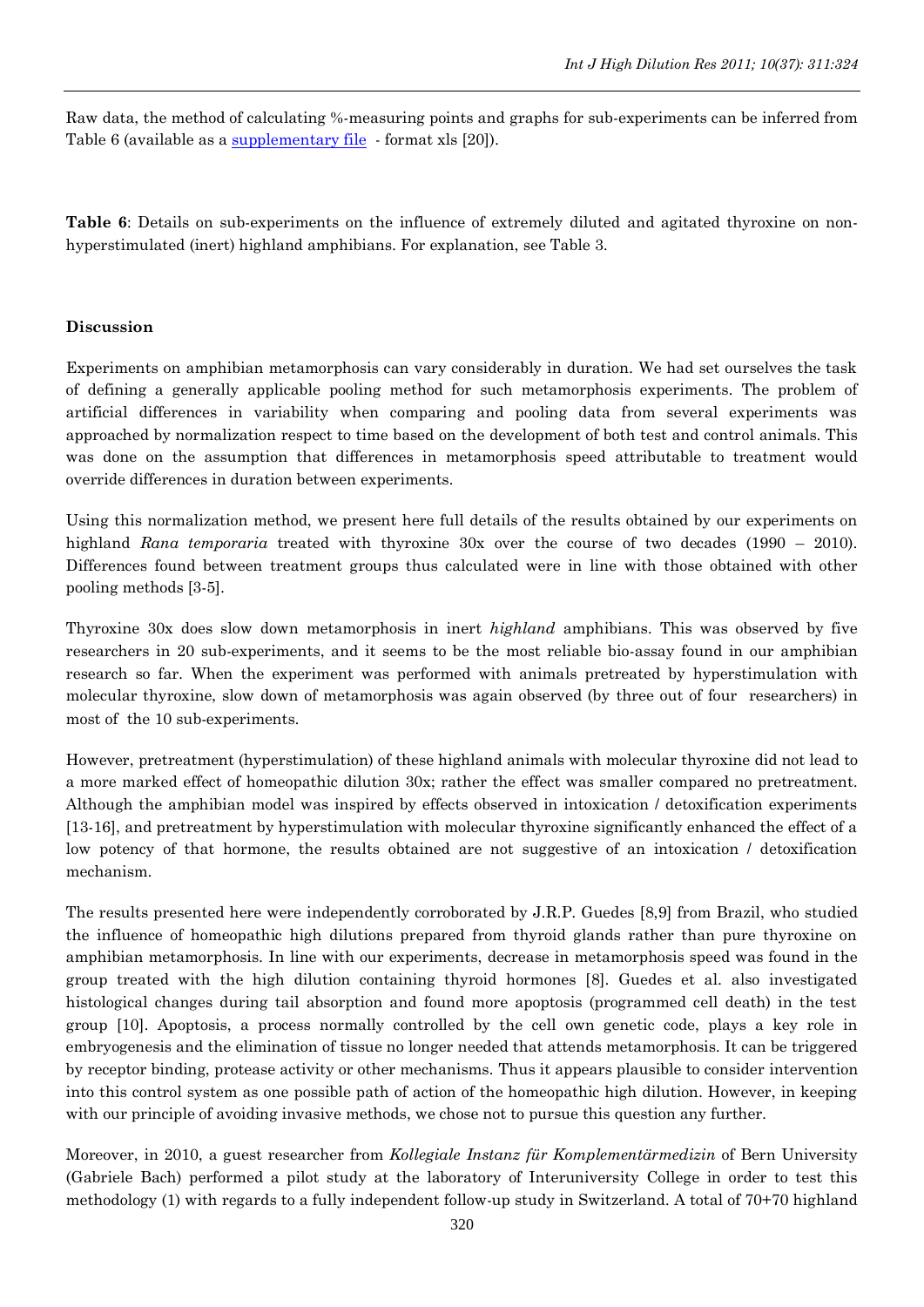Raw data, the method of calculating %-measuring points and graphs for sub-experiments can be inferred from Table 6 (available as a supplementary file - format xls [20]).

**Table 6**: Details on sub-experiments on the influence of extremely diluted and agitated thyroxine on non-hyperstimulated (inert) highland amphibians. For explanation, see Table 3.

### Discussion

Experiments on amphibian metamorphosis can vary considerably in duration. We had set ourselves the task of defining a generally applicable pooling method for such metamorphosis experiments. The problem of artificial differences in variability when comparing and pooling data from several experiments was approached by normalization respect to time based on the development of both test and control animals. This was done on the assumption that differences in metamorphosis speed attributable to treatment would override differences in duration between experiments.

Using this normalization method, we present here full details of the results obtained by our experiments on highland *Rana temporaria* treated with thyroxine 30x over the course of two decades (1990 – 2010). Differences found between treatment groups thus calculated were in line with those obtained with other pooling methods [3-5].

Thyroxine 30x does slow down metamorphosis in inert *highland* amphibians. This was observed by five researchers in 20 sub-experiments, and it seems to be the most reliable bio-assay found in our amphibian research so far. When the experiment was performed with animals pretreated by hyperstimulation with molecular thyroxine, slow down of metamorphosis was again observed (by three out of four researchers) in most of the 10 sub-experiments.

However, pretreatment (hyperstimulation) of these highland animals with molecular thyroxine did not lead to a more marked effect of homeopathic dilution 30x; rather the effect was smaller compared no pretreatment. Although the amphibian model was inspired by effects observed in intoxication / detoxification experiments [13-16], and pretreatment by hyperstimulation with molecular thyroxine significantly enhanced the effect of a low potency of that hormone, the results obtained are not suggestive of an intoxication / detoxification mechanism.

The results presented here were independently corroborated by J.R.P. Guedes [8,9] from Brazil, who studied the influence of homeopathic high dilutions prepared from thyroid glands rather than pure thyroxine on amphibian metamorphosis. In line with our experiments, decrease in metamorphosis speed was found in the group treated with the high dilution containing thyroid hormones [8]. Guedes et al. also investigated histological changes during tail absorption and found more apoptosis (programmed cell death) in the test group [10]. Apoptosis, a process normally controlled by the cell own genetic code, plays a key role in embryogenesis and the elimination of tissue no longer needed that attends metamorphosis. It can be triggered by receptor binding, protease activity or other mechanisms. Thus it appears plausible to consider intervention into this control system as one possible path of action of the homeopathic high dilution. However, in keeping with our principle of avoiding invasive methods, we chose not to pursue this question any further.

Moreover, in 2010, a guest researcher from *Kollegiale Instanz für Komplementärmedizin* of Bern University (Gabriele Bach) performed a pilot study at the laboratory of Interuniversity College in order to test this methodology (1) with regards to a fully independent follow-up study in Switzerland. A total of 70+70 highland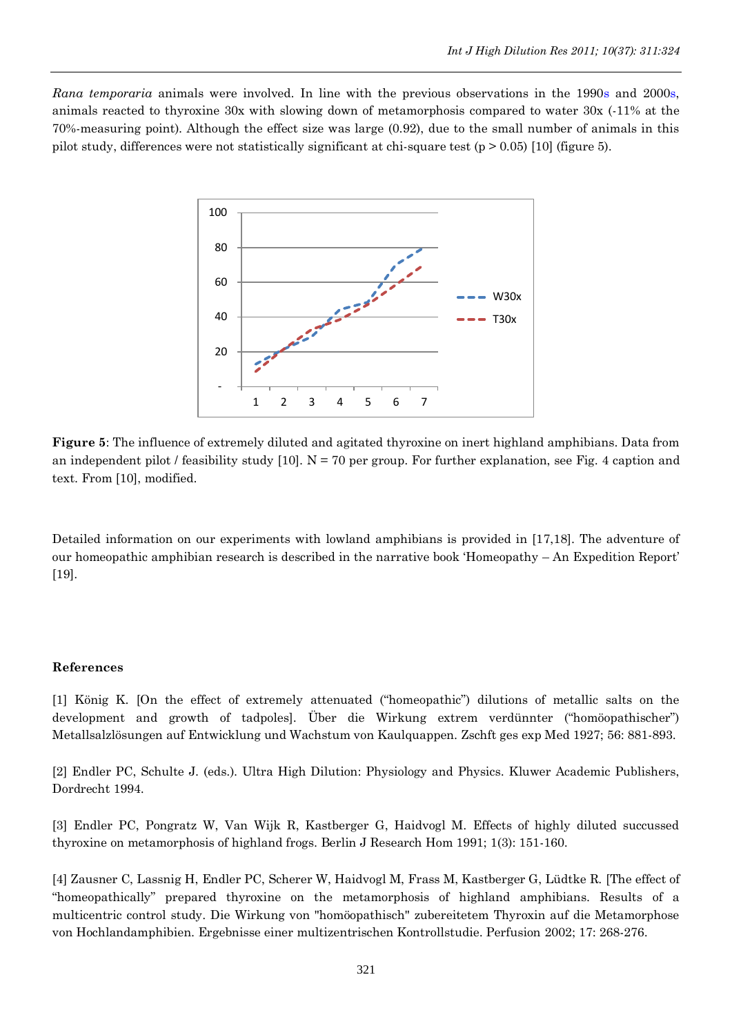*Rana temporaria* animals were involved. In line with the previous observations in the 1990s and 2000s, animals reacted to thyroxine 30x with slowing down of metamorphosis compared to water 30x (-11% at the 70%-measuring point). Although the effect size was large (0.92), due to the small number of animals in this pilot study, differences were not statistically significant at chi-square test ($p > 0.05$) [10] (figure 5).

**Figure 5**: The influence of extremely diluted and agitated thyroxine on inert highland amphibians. Data from an independent pilot / feasibility study [10]. N = 70 per group. For further explanation, see Fig. 4 caption and text. From [10], modified.

Detailed information on our experiments with lowland amphibians is provided in [17,18]. The adventure of our homeopathic amphibian research is described in the narrative book 'Homeopathy – An Expedition Report' [19].

## References

[1] König K. [On the effect of extremely attenuated ("homeopathic") dilutions of metallic salts on the development and growth of tadpoles]. Über die Wirkung extrem verdünnter ("homöopathischer") Metallsalzlösungen auf Entwicklung und Wachstum von Kaulquappen. Zschft ges exp Med 1927; 56: 881-893.

[2] Endler PC, Schulte J. (eds.). Ultra High Dilution: Physiology and Physics. Kluwer Academic Publishers, Dordrecht 1994.

[3] Endler PC, Pongratz W, Van Wijk R, Kastberger G, Haidvogl M. Effects of highly diluted succussed thyroxine on metamorphosis of highland frogs. Berlin J Research Hom 1991; 1(3): 151-160.

[4] Zausner C, Lassnig H, Endler PC, Scherer W, Haidvogl M, Frass M, Kastberger G, Lüdtke R. [The effect of "homeopathically" prepared thyroxine on the metamorphosis of highland amphibians. Results of a multicentric control study. Die Wirkung von "homöopathisch" zubereitetem Thyroxin auf die Metamorphose von Hochlandamphibien. Ergebnisse einer multizentrischen Kontrollstudie. Perfusion 2002; 17: 268-276.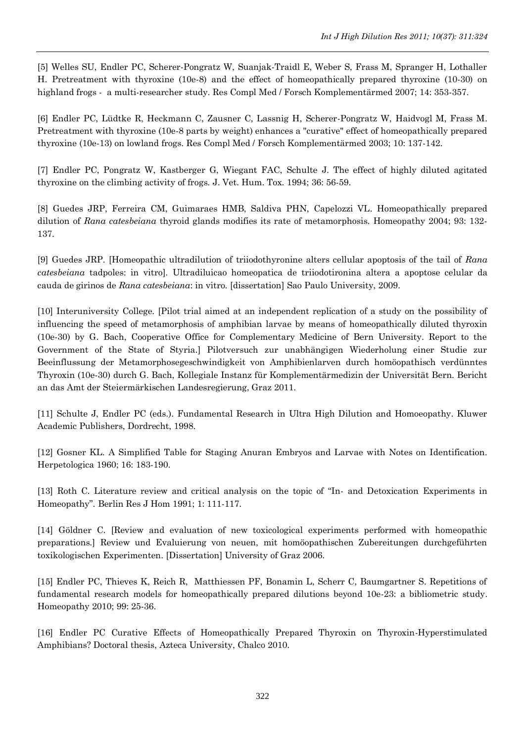[5] Welles SU, Endler PC, Scherer-Pongratz W, Suanjak-Traidl E, Weber S, Frass M, Spranger H, Lothaller H. Pretreatment with thyroxine (10e-8) and the effect of homeopathically prepared thyroxine (10-30) on highland frogs - a multi-researcher study. Res Compl Med / Forsch Komplementärmed 2007; 14: 353-357.

[6] Endler PC, Lüdtke R, Heckmann C, Zausner C, Lassnig H, Scherer-Pongratz W, Haidvogl M, Frass M. Pretreatment with thyroxine (10e-8 parts by weight) enhances a "curative" effect of homeopathically prepared thyroxine (10e-13) on lowland frogs. Res Compl Med / Forsch Komplementärmed 2003; 10: 137-142.

[7] Endler PC, Pongratz W, Kastberger G, Wiegant FAC, Schulte J. The effect of highly diluted agitated thyroxine on the climbing activity of frogs. J. Vet. Hum. Tox. 1994; 36: 56-59.

[8] Guedes JRP, Ferreira CM, Guimaraes HMB, Saldiva PHN, Capelozzi VL. Homeopathically prepared dilution of *Rana catesbeiana* thyroid glands modifies its rate of metamorphosis. Homeopathy 2004; 93: 132-137.

[9] Guedes JRP. [Homeopathic ultradilution of triiodothyronine alters cellular apoptosis of the tail of *Rana catesbeiana* tadpoles: in vitro]. Ultradiluicao homeopatica de triiodotironina altera a apoptose celular da cauda de girinos de *Rana catesbeiana*: in vitro. [dissertation] Sao Paulo University, 2009.

[10] Interuniversity College. [Pilot trial aimed at an independent replication of a study on the possibility of influencing the speed of metamorphosis of amphibian larvae by means of homeopathically diluted thyroxin (10e-30) by G. Bach, Cooperative Office for Complementary Medicine of Bern University. Report to the Government of the State of Styria.] Pilotversuch zur unabhängigen Wiederholung einer Studie zur Beeinflussung der Metamorphosegeschwindigkeit von Amphibienlarven durch homöopathisch verdünntes Thyroxin (10e-30) durch G. Bach, Kollegiale Instanz für Komplementärmedizin der Universität Bern. Bericht an das Amt der Steiermärkischen Landesregierung, Graz 2011.

[11] Schulte J, Endler PC (eds.). Fundamental Research in Ultra High Dilution and Homoeopathy. Kluwer Academic Publishers, Dordrecht, 1998.

[12] Gosner KL. A Simplified Table for Staging Anuran Embryos and Larvae with Notes on Identification. Herpetologica 1960; 16: 183-190.

[13] Roth C. Literature review and critical analysis on the topic of "In- and Detoxication Experiments in Homeopathy". Berlin Res J Hom 1991; 1: 111-117.

[14] Göldner C. [Review and evaluation of new toxicological experiments performed with homeopathic preparations.] Review und Evaluierung von neuen, mit homöopathischen Zubereitungen durchgeführten toxikologischen Experimenten. [Dissertation] University of Graz 2006.

[15] Endler PC, Thieves K, Reich R, Matthiessen PF, Bonamin L, Scherr C, Baumgartner S. Repetitions of fundamental research models for homeopathically prepared dilutions beyond 10e-23: a bibliometric study. Homeopathy 2010; 99: 25-36.

[16] Endler PC Curative Effects of Homeopathically Prepared Thyroxin on Thyroxin-Hyperstimulated Amphibians? Doctoral thesis, Azteca University, Chalco 2010.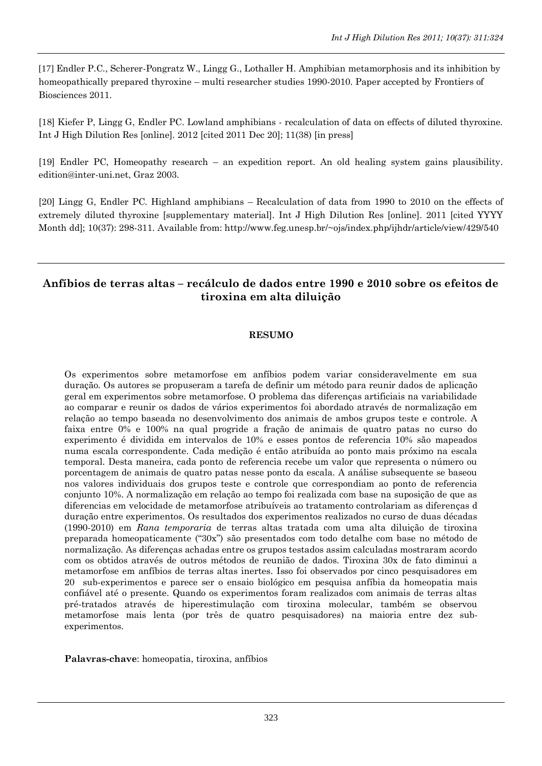[17] Endler P.C., Scherer-Pongratz W., Lingg G., Lothaller H. Amphibian metamorphosis and its inhibition by homeopathically prepared thyroxine – multi researcher studies 1990-2010. Paper accepted by Frontiers of Biosciences 2011.

[18] Kiefer P, Lingg G, Endler PC. Lowland amphibians - recalculation of data on effects of diluted thyroxine. Int J High Dilution Res [online]. 2012 [cited 2011 Dec 20]; 11(38) [in press]

[19] Endler PC, Homeopathy research – an expedition report. An old healing system gains plausibility. edition@inter-uni.net, Graz 2003.

[20] Lingg G, Endler PC. Highland amphibians – Recalculation of data from 1990 to 2010 on the effects of extremely diluted thyroxine [supplementary material]. Int J High Dilution Res [online]. 2011 [cited YYYY Month dd]; 10(37): 298-311. Available from: http://www.feg.unesp.br/~ojs/index.php/ijhdr/article/view/429/540

---

## Anfíbios de terras altas – recálculo de dados entre 1990 e 2010 sobre os efeitos de tiroxina em alta diluição

### RESUMO

Os experimentos sobre metamorfose em anfíbios podem variar consideravelmente em sua duração. Os autores se propuseram a tarefa de definir um método para reunir dados de aplicação geral em experimentos sobre metamorfose. O problema das diferenças artificiais na variabilidade ao comparar e reunir os dados de vários experimentos foi abordado através de normalização em relação ao tempo baseada no desenvolvimento dos animais de ambos grupos teste e controle. A faixa entre 0% e 100% na qual progride a fração de animais de quatro patas no curso do experimento é dividida em intervalos de 10% e esses pontos de referencia 10% são mapeados numa escala correspondente. Cada medição é então atribuída ao ponto mais próximo na escala temporal. Desta maneira, cada ponto de referencia recebe um valor que representa o número ou porcentagem de animais de quatro patas nesse ponto da escala. A análise subsequente se baseou nos valores individuais dos grupos teste e controle que correspondiam ao ponto de referencia conjunto 10%. A normalização em relação ao tempo foi realizada com base na suposição de que as diferencias em velocidade de metamorfose atribuíveis ao tratamento controlariam as diferenças d duração entre experimentos. Os resultados dos experimentos realizados no curso de duas décadas (1990-2010) em *Rana temporaria* de terras altas tratada com uma alta diluição de tiroxina preparada homeopaticamente ("30x") são presentados com todo detalhe com base no método de normalização. As diferenças achadas entre os grupos testados assim calculadas mostraram acordo com os obtidos através de outros métodos de reunião de dados. Tiroxina 30x de fato diminui a metamorfose em anfíbios de terras altas inertes. Isso foi observados por cinco pesquisadores em 20 sub-experimentos e parece ser o ensaio biológico em pesquisa anfíbia da homeopatia mais confiável até o presente. Quando os experimentos foram realizados com animais de terras altas pré-tratados através de hiperestimulação com tiroxina molecular, também se observou metamorfose mais lenta (por três de quatro pesquisadores) na maioria entre dez sub-experimentos.

**Palavras-chave**: homeopatia, tiroxina, anfíbios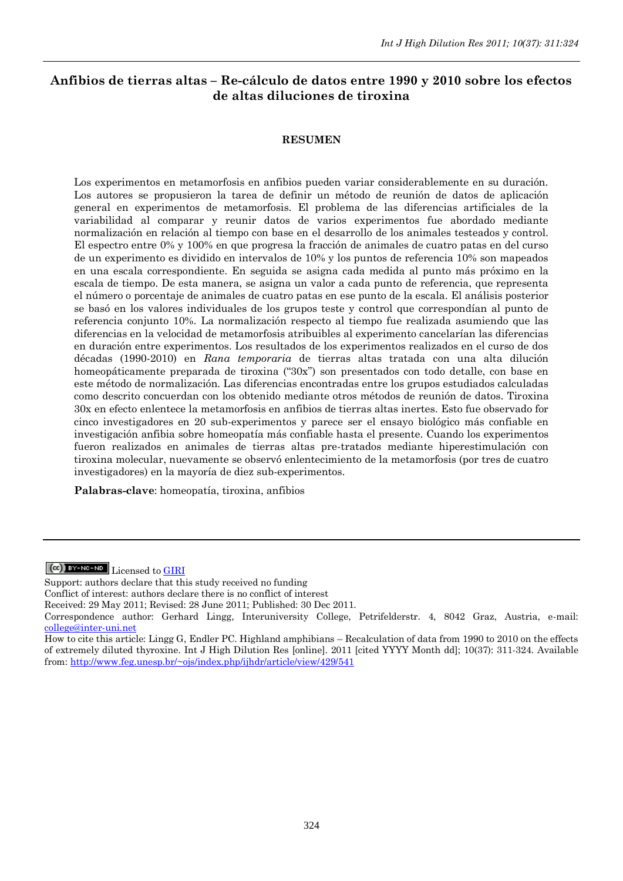# Anfibios de tierras altas – Re-cálculo de datos entre 1990 y 2010 sobre los efectos de altas diluciones de tiroxina

## RESUMEN

Los experimentos en metamorfosis en anfibios pueden variar considerablemente en su duración. Los autores se propusieron la tarea de definir un método de reunión de datos de aplicación general en experimentos de metamorfosis. El problema de las diferencias artificiales de la variabilidad al comparar y reunir datos de varios experimentos fue abordado mediante normalización en relación al tiempo con base en el desarrollo de los animales testeados y control. El espectro entre 0% y 100% en que progresa la fracción de animales de cuatro patas en del curso de un experimento es dividido en intervalos de 10% y los puntos de referencia 10% son mapeados en una escala correspondiente. En seguida se asigna cada medida al punto más próximo en la escala de tiempo. De esta manera, se asigna un valor a cada punto de referencia, que representa el número o porcentaje de animales de cuatro patas en ese punto de la escala. El análisis posterior se basó en los valores individuales de los grupos teste y control que correspondían al punto de referencia conjunto 10%. La normalización respecto al tiempo fue realizada asumiendo que las diferencias en la velocidad de metamorfosis atribuibles al experimento cancelarían las diferencias en duración entre experimentos. Los resultados de los experimentos realizados en el curso de dos décadas (1990-2010) en *Rana temporaria* de tierras altas tratada con una alta dilución homeopáticamente preparada de tiroxina ("30x") son presentados con todo detalle, con base en este método de normalización. Las diferencias encontradas entre los grupos estudiados calculadas como descrito concuerdan con los obtenido mediante otros métodos de reunión de datos. Tiroxina 30x en efecto enlentece la metamorfosis en anfibios de tierras altas inertes. Esto fue observado for cinco investigadores en 20 sub-experimentos y parece ser el ensayo biológico más confiable en investigación anfibia sobre homeopatía más confiable hasta el presente. Cuando los experimentos fueron realizados en animales de tierras altas pre-tratados mediante hiperestimulación con tiroxina molecular, nuevamente se observó enlentecimiento de la metamorfosis (por tres de cuatro investigadores) en la mayoría de diez sub-experimentos.

**Palabras-clave**: homeopatía, tiroxina, anfibios

---

(cc) BY-NC-ND Licensed to GIRI

Support: authors declare that this study received no funding

Conflict of interest: authors declare there is no conflict of interest

Received: 29 May 2011; Revised: 28 June 2011; Published: 30 Dec 2011.

Correspondence author: Gerhard Lingg, Interuniversity College, Petrifelderstr. 4, 8042 Graz, Austria, e-mail: college@inter-uni.net

How to cite this article: Lingg G, Endler PC. Highland amphibians – Recalculation of data from 1990 to 2010 on the effects of extremely diluted thyroxine. Int J High Dilution Res [online]. 2011 [cited YYYY Month dd]; 10(37): 311-324. Available from: http://www.feg.unesp.br/~ojs/index.php/ijhdr/article/view/429/541